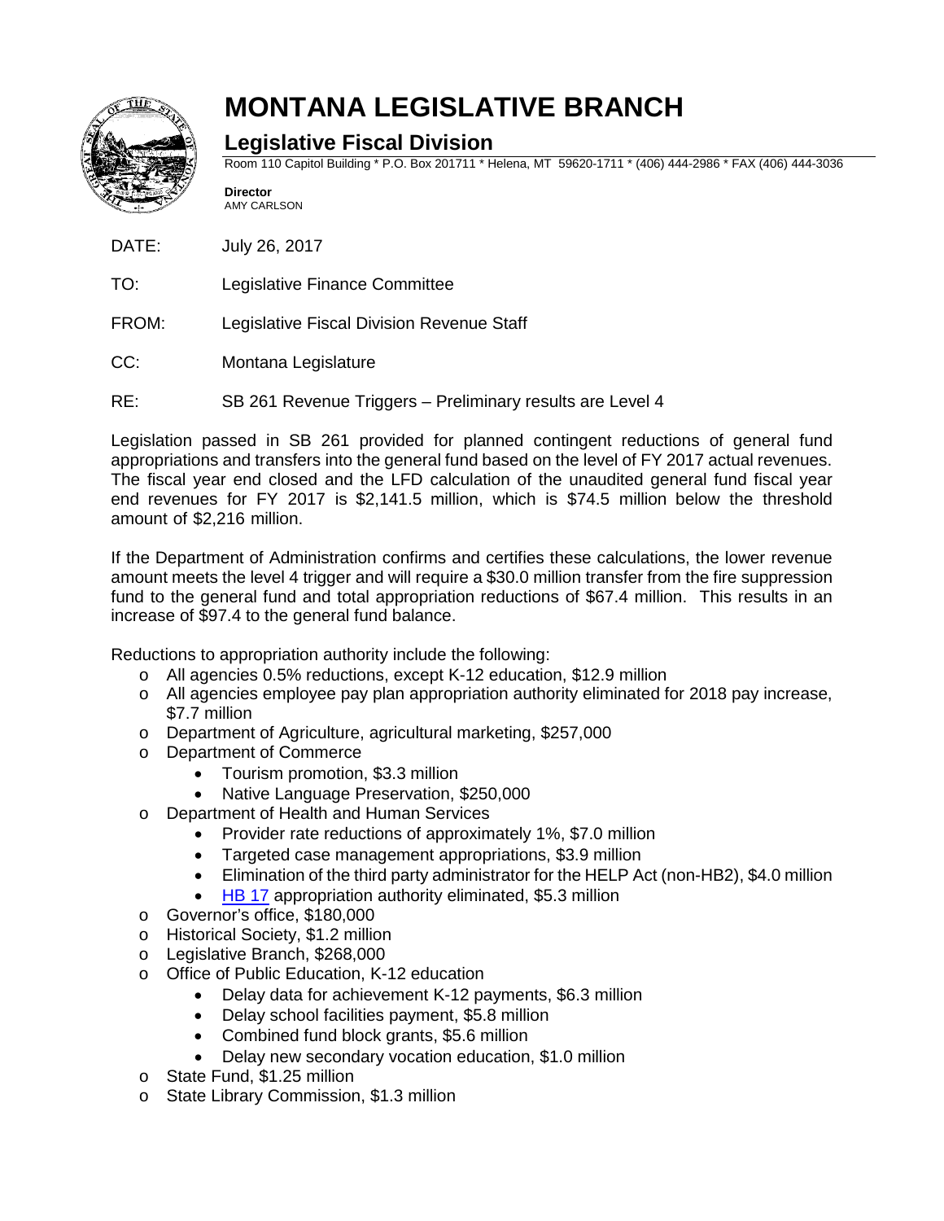# MONTANA LEGISLATIVE BRANCH

## Legislative Fiscal Division

Room 110 Capitol Building * P.O. Box 201711 * Helena, MT 59620-1711 * (406) 444-2986 * FAX (406) 444-3036

**Director**
AMY CARLSON

DATE: July 26, 2017

TO: Legislative Finance Committee

FROM: Legislative Fiscal Division Revenue Staff

CC: Montana Legislature

RE: SB 261 Revenue Triggers – Preliminary results are Level 4

Legislation passed in SB 261 provided for planned contingent reductions of general fund appropriations and transfers into the general fund based on the level of FY 2017 actual revenues. The fiscal year end closed and the LFD calculation of the unaudited general fund fiscal year end revenues for FY 2017 is $2,141.5 million, which is $74.5 million below the threshold amount of $2,216 million.

If the Department of Administration confirms and certifies these calculations, the lower revenue amount meets the level 4 trigger and will require a $30.0 million transfer from the fire suppression fund to the general fund and total appropriation reductions of $67.4 million. This results in an increase of $97.4 to the general fund balance.

Reductions to appropriation authority include the following:

- All agencies 0.5% reductions, except K-12 education, $12.9 million
- All agencies employee pay plan appropriation authority eliminated for 2018 pay increase, $7.7 million
- Department of Agriculture, agricultural marketing, $257,000
- Department of Commerce
  - Tourism promotion, $3.3 million
  - Native Language Preservation, $250,000
- Department of Health and Human Services
  - Provider rate reductions of approximately 1%, $7.0 million
  - Targeted case management appropriations, $3.9 million
  - Elimination of the third party administrator for the HELP Act (non-HB2), $4.0 million
  - HB 17 appropriation authority eliminated, $5.3 million
- Governor's office, $180,000
- Historical Society, $1.2 million
- Legislative Branch, $268,000
- Office of Public Education, K-12 education
  - Delay data for achievement K-12 payments, $6.3 million
  - Delay school facilities payment, $5.8 million
  - Combined fund block grants, $5.6 million
  - Delay new secondary vocation education, $1.0 million
- State Fund, $1.25 million
- State Library Commission, $1.3 million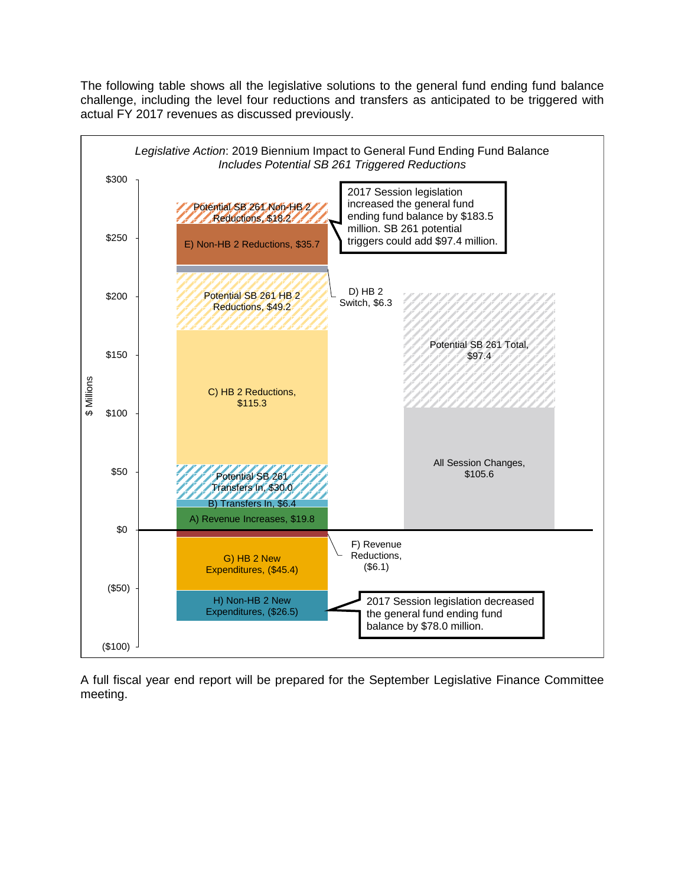The following table shows all the legislative solutions to the general fund ending fund balance challenge, including the level four reductions and transfers as anticipated to be triggered with actual FY 2017 revenues as discussed previously.

*Legislative Action*: 2019 Biennium Impact to General Fund Ending Fund Balance
*Includes Potential SB 261 Triggered Reductions*

$ Millions

$300
$250
$200
$150
$100
$50
$0
($50)
($100)

Potential SB 261 Non-HB 2 Reductions, $18.2
E) Non-HB 2 Reductions, $35.7
D) HB 2 Switch, $6.3
Potential SB 261 HB 2 Reductions, $49.2
C) HB 2 Reductions, $115.3
Potential SB 261 Transfers In, $30.0
B) Transfers In, $6.4
A) Revenue Increases, $19.8
F) Revenue Reductions, ($6.1)
G) HB 2 New Expenditures, ($45.4)
H) Non-HB 2 New Expenditures, ($26.5)
Potential SB 261 Total, $97.4
All Session Changes, $105.6

2017 Session legislation increased the general fund ending fund balance by $183.5 million. SB 261 potential triggers could add $97.4 million.

2017 Session legislation decreased the general fund ending fund balance by $78.0 million.

A full fiscal year end report will be prepared for the September Legislative Finance Committee meeting.